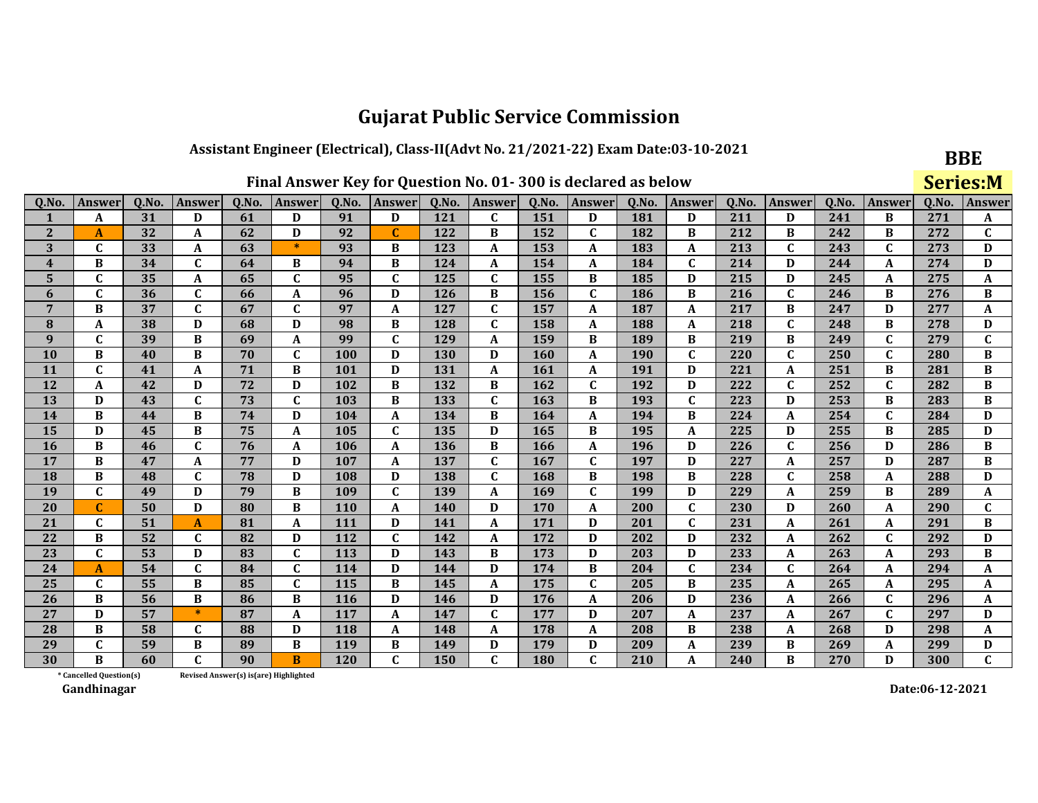# Gujarat Public Service Commission

### Assistant Engineer (Electrical), Class-II(Advt No. 21/2021-22) Exam Date:03-10-2021

**BBE**

**Series:M**

### Final Answer Key for Question No. 01- 300 is declared as below

| Q.No. | Answer | Q.No. | Answer | Q.No. | Answer | Q.No. | Answer | Q.No. | Answer | Q.No. | Answer | Q.No. | Answer | Q.No. | Answer | Q.No. | Answer | Q.No. | Answer |
|---|---|---|---|---|---|---|---|---|---|---|---|---|---|---|---|---|---|---|---|
| 1 | A | 31 | D | 61 | D | 91 | D | 121 | C | 151 | D | 181 | D | 211 | D | 241 | B | 271 | A |
| 2 | A | 32 | A | 62 | D | 92 | C | 122 | B | 152 | C | 182 | B | 212 | B | 242 | B | 272 | C |
| 3 | C | 33 | A | 63 | * | 93 | B | 123 | A | 153 | A | 183 | A | 213 | C | 243 | C | 273 | D |
| 4 | B | 34 | C | 64 | B | 94 | B | 124 | A | 154 | A | 184 | C | 214 | D | 244 | A | 274 | D |
| 5 | C | 35 | A | 65 | C | 95 | C | 125 | C | 155 | B | 185 | D | 215 | D | 245 | A | 275 | A |
| 6 | C | 36 | C | 66 | A | 96 | D | 126 | B | 156 | C | 186 | B | 216 | C | 246 | B | 276 | B |
| 7 | B | 37 | C | 67 | C | 97 | A | 127 | C | 157 | A | 187 | A | 217 | B | 247 | D | 277 | A |
| 8 | A | 38 | D | 68 | D | 98 | B | 128 | C | 158 | A | 188 | A | 218 | C | 248 | B | 278 | D |
| 9 | C | 39 | B | 69 | A | 99 | C | 129 | A | 159 | B | 189 | B | 219 | B | 249 | C | 279 | C |
| 10 | B | 40 | B | 70 | C | 100 | D | 130 | D | 160 | A | 190 | C | 220 | C | 250 | C | 280 | B |
| 11 | C | 41 | A | 71 | B | 101 | D | 131 | A | 161 | A | 191 | D | 221 | A | 251 | B | 281 | B |
| 12 | A | 42 | D | 72 | D | 102 | B | 132 | B | 162 | C | 192 | D | 222 | C | 252 | C | 282 | B |
| 13 | D | 43 | C | 73 | C | 103 | B | 133 | C | 163 | B | 193 | C | 223 | D | 253 | B | 283 | B |
| 14 | B | 44 | B | 74 | D | 104 | A | 134 | B | 164 | A | 194 | B | 224 | A | 254 | C | 284 | D |
| 15 | D | 45 | B | 75 | A | 105 | C | 135 | D | 165 | B | 195 | A | 225 | D | 255 | B | 285 | D |
| 16 | B | 46 | C | 76 | A | 106 | A | 136 | B | 166 | A | 196 | D | 226 | C | 256 | D | 286 | B |
| 17 | B | 47 | A | 77 | D | 107 | A | 137 | C | 167 | C | 197 | D | 227 | A | 257 | D | 287 | B |
| 18 | B | 48 | C | 78 | D | 108 | D | 138 | C | 168 | B | 198 | B | 228 | C | 258 | A | 288 | D |
| 19 | C | 49 | D | 79 | B | 109 | C | 139 | A | 169 | C | 199 | D | 229 | A | 259 | B | 289 | A |
| 20 | C | 50 | D | 80 | B | 110 | A | 140 | D | 170 | A | 200 | C | 230 | D | 260 | A | 290 | C |
| 21 | C | 51 | A | 81 | A | 111 | D | 141 | A | 171 | D | 201 | C | 231 | A | 261 | A | 291 | B |
| 22 | B | 52 | C | 82 | D | 112 | C | 142 | A | 172 | D | 202 | D | 232 | A | 262 | C | 292 | D |
| 23 | C | 53 | D | 83 | C | 113 | D | 143 | B | 173 | D | 203 | D | 233 | A | 263 | A | 293 | B |
| 24 | A | 54 | C | 84 | C | 114 | D | 144 | D | 174 | B | 204 | C | 234 | C | 264 | A | 294 | A |
| 25 | C | 55 | B | 85 | C | 115 | B | 145 | A | 175 | C | 205 | B | 235 | A | 265 | A | 295 | A |
| 26 | B | 56 | B | 86 | B | 116 | D | 146 | D | 176 | A | 206 | D | 236 | A | 266 | C | 296 | A |
| 27 | D | 57 | * | 87 | A | 117 | A | 147 | C | 177 | D | 207 | A | 237 | A | 267 | C | 297 | D |
| 28 | B | 58 | C | 88 | D | 118 | A | 148 | A | 178 | A | 208 | B | 238 | A | 268 | D | 298 | A |
| 29 | C | 59 | B | 89 | B | 119 | B | 149 | D | 179 | D | 209 | A | 239 | B | 269 | A | 299 | D |
| 30 | B | 60 | C | 90 | B | 120 | C | 150 | C | 180 | C | 210 | A | 240 | B | 270 | D | 300 | C |

\* Cancelled Question(s)     Revised Answer(s) is(are) Highlighted

Gandhinagar

Date:06-12-2021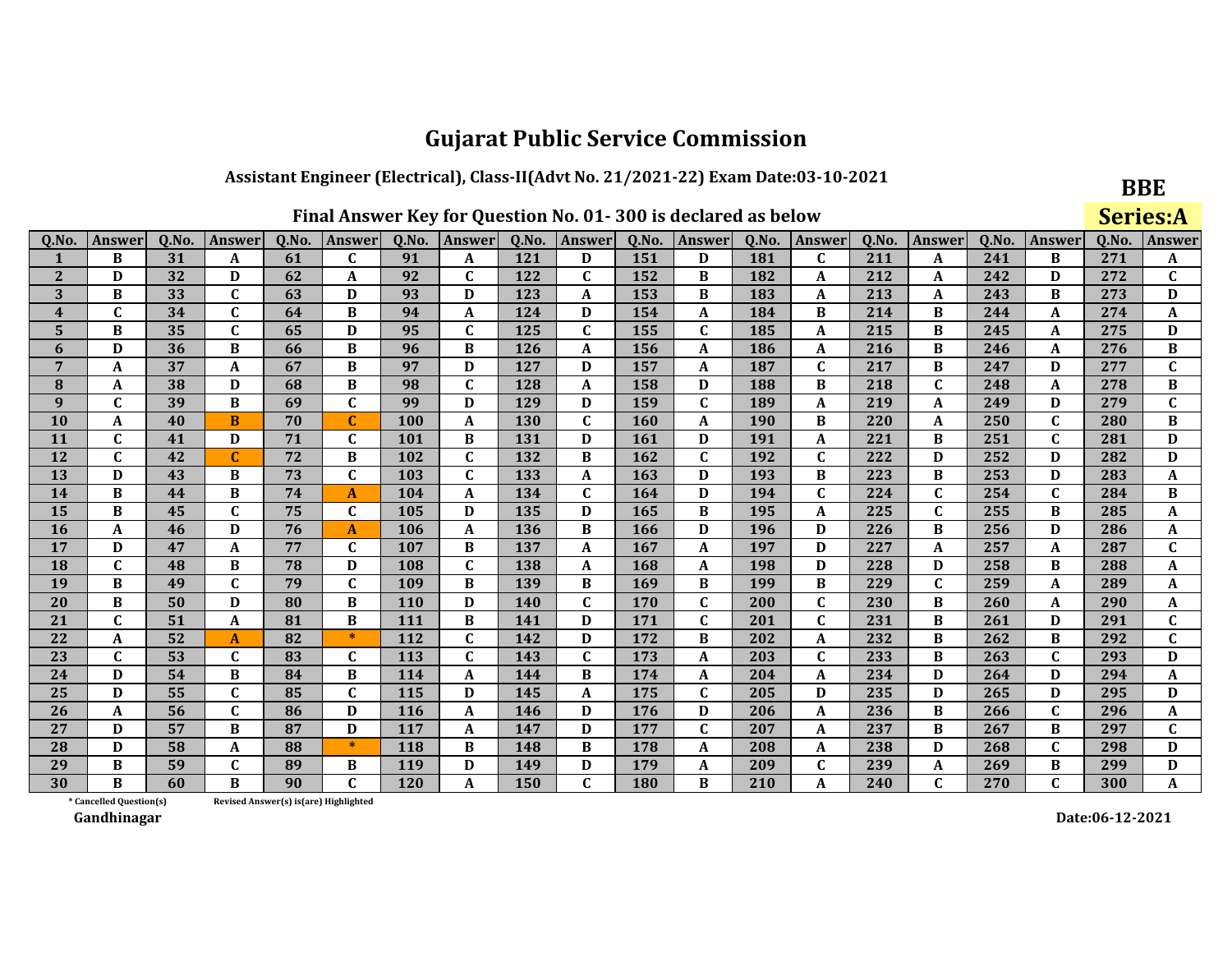# Gujarat Public Service Commission

**Assistant Engineer (Electrical), Class-II(Advt No. 21/2021-22) Exam Date:03-10-2021**

**BBE**

**Series:A**

**Final Answer Key for Question No. 01- 300 is declared as below**

| Q.No. | Answer | Q.No. | Answer | Q.No. | Answer | Q.No. | Answer | Q.No. | Answer | Q.No. | Answer | Q.No. | Answer | Q.No. | Answer | Q.No. | Answer | Q.No. | Answer |
|---|---|---|---|---|---|---|---|---|---|---|---|---|---|---|---|---|---|---|---|
| 1 | B | 31 | A | 61 | C | 91 | A | 121 | D | 151 | D | 181 | C | 211 | A | 241 | B | 271 | A |
| 2 | D | 32 | D | 62 | A | 92 | C | 122 | C | 152 | B | 182 | A | 212 | A | 242 | D | 272 | C |
| 3 | B | 33 | C | 63 | D | 93 | D | 123 | A | 153 | B | 183 | A | 213 | A | 243 | B | 273 | D |
| 4 | C | 34 | C | 64 | B | 94 | A | 124 | D | 154 | A | 184 | B | 214 | B | 244 | A | 274 | A |
| 5 | B | 35 | C | 65 | D | 95 | C | 125 | C | 155 | C | 185 | A | 215 | B | 245 | A | 275 | D |
| 6 | D | 36 | B | 66 | B | 96 | B | 126 | A | 156 | A | 186 | A | 216 | B | 246 | A | 276 | B |
| 7 | A | 37 | A | 67 | B | 97 | D | 127 | D | 157 | A | 187 | C | 217 | B | 247 | D | 277 | C |
| 8 | A | 38 | D | 68 | B | 98 | C | 128 | A | 158 | D | 188 | B | 218 | C | 248 | A | 278 | B |
| 9 | C | 39 | B | 69 | C | 99 | D | 129 | D | 159 | C | 189 | A | 219 | A | 249 | D | 279 | C |
| 10 | A | 40 | B | 70 | C | 100 | A | 130 | C | 160 | A | 190 | B | 220 | A | 250 | C | 280 | B |
| 11 | C | 41 | D | 71 | C | 101 | B | 131 | D | 161 | D | 191 | A | 221 | B | 251 | C | 281 | D |
| 12 | C | 42 | C | 72 | B | 102 | C | 132 | B | 162 | C | 192 | C | 222 | D | 252 | D | 282 | D |
| 13 | D | 43 | B | 73 | C | 103 | C | 133 | A | 163 | D | 193 | B | 223 | B | 253 | D | 283 | A |
| 14 | B | 44 | B | 74 | A | 104 | A | 134 | C | 164 | D | 194 | C | 224 | C | 254 | C | 284 | B |
| 15 | B | 45 | C | 75 | C | 105 | D | 135 | D | 165 | B | 195 | A | 225 | C | 255 | B | 285 | A |
| 16 | A | 46 | D | 76 | A | 106 | A | 136 | B | 166 | D | 196 | D | 226 | B | 256 | D | 286 | A |
| 17 | D | 47 | A | 77 | C | 107 | B | 137 | A | 167 | A | 197 | D | 227 | A | 257 | A | 287 | C |
| 18 | C | 48 | B | 78 | D | 108 | C | 138 | A | 168 | A | 198 | D | 228 | D | 258 | B | 288 | A |
| 19 | B | 49 | C | 79 | C | 109 | B | 139 | B | 169 | B | 199 | B | 229 | C | 259 | A | 289 | A |
| 20 | B | 50 | D | 80 | B | 110 | D | 140 | C | 170 | C | 200 | C | 230 | B | 260 | A | 290 | A |
| 21 | C | 51 | A | 81 | B | 111 | B | 141 | D | 171 | C | 201 | C | 231 | B | 261 | D | 291 | C |
| 22 | A | 52 | A | 82 | * | 112 | C | 142 | D | 172 | B | 202 | A | 232 | B | 262 | B | 292 | C |
| 23 | C | 53 | C | 83 | C | 113 | C | 143 | C | 173 | A | 203 | C | 233 | B | 263 | C | 293 | D |
| 24 | D | 54 | B | 84 | B | 114 | A | 144 | B | 174 | A | 204 | A | 234 | D | 264 | D | 294 | A |
| 25 | D | 55 | C | 85 | C | 115 | D | 145 | A | 175 | C | 205 | D | 235 | D | 265 | D | 295 | D |
| 26 | A | 56 | C | 86 | D | 116 | A | 146 | D | 176 | D | 206 | A | 236 | B | 266 | C | 296 | A |
| 27 | D | 57 | B | 87 | D | 117 | A | 147 | D | 177 | C | 207 | A | 237 | B | 267 | B | 297 | C |
| 28 | D | 58 | A | 88 | * | 118 | B | 148 | B | 178 | A | 208 | A | 238 | D | 268 | C | 298 | D |
| 29 | B | 59 | C | 89 | B | 119 | D | 149 | D | 179 | A | 209 | C | 239 | A | 269 | B | 299 | D |
| 30 | B | 60 | B | 90 | C | 120 | A | 150 | C | 180 | B | 210 | A | 240 | C | 270 | C | 300 | A |

\* Cancelled Question(s)    Revised Answer(s) is(are) Highlighted

Gandhinagar

Date:06-12-2021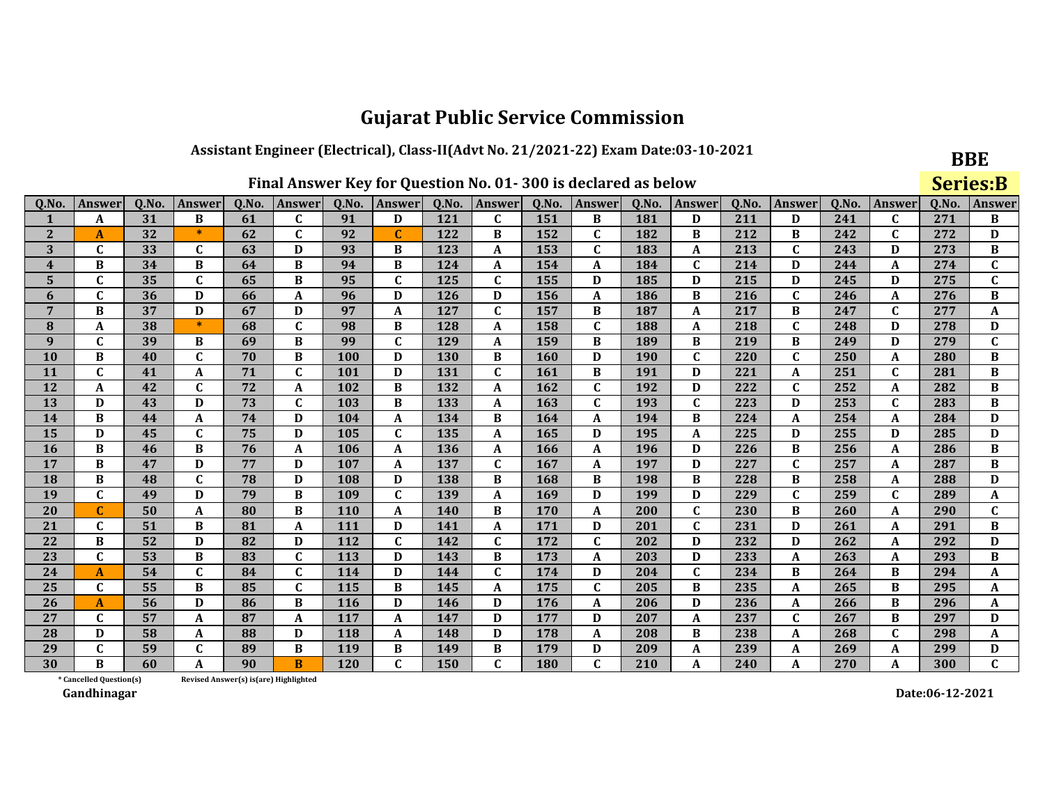# Gujarat Public Service Commission

## Assistant Engineer (Electrical), Class-II(Advt No. 21/2021-22) Exam Date:03-10-2021

**BBE**

**Series:B**

### Final Answer Key for Question No. 01- 300 is declared as below

| Q.No. | Answer | Q.No. | Answer | Q.No. | Answer | Q.No. | Answer | Q.No. | Answer | Q.No. | Answer | Q.No. | Answer | Q.No. | Answer | Q.No. | Answer | Q.No. | Answer |
|---|---|---|---|---|---|---|---|---|---|---|---|---|---|---|---|---|---|---|---|
| 1 | A | 31 | B | 61 | C | 91 | D | 121 | C | 151 | B | 181 | D | 211 | D | 241 | C | 271 | B |
| 2 | A | 32 | * | 62 | C | 92 | C | 122 | B | 152 | C | 182 | B | 212 | B | 242 | C | 272 | D |
| 3 | C | 33 | C | 63 | D | 93 | B | 123 | A | 153 | C | 183 | A | 213 | C | 243 | D | 273 | B |
| 4 | B | 34 | B | 64 | B | 94 | B | 124 | A | 154 | A | 184 | C | 214 | D | 244 | A | 274 | C |
| 5 | C | 35 | C | 65 | B | 95 | C | 125 | C | 155 | D | 185 | D | 215 | D | 245 | D | 275 | C |
| 6 | C | 36 | D | 66 | A | 96 | D | 126 | D | 156 | A | 186 | B | 216 | C | 246 | A | 276 | B |
| 7 | B | 37 | D | 67 | D | 97 | A | 127 | C | 157 | B | 187 | A | 217 | B | 247 | C | 277 | A |
| 8 | A | 38 | * | 68 | C | 98 | B | 128 | A | 158 | C | 188 | A | 218 | C | 248 | D | 278 | D |
| 9 | C | 39 | B | 69 | B | 99 | C | 129 | A | 159 | B | 189 | B | 219 | B | 249 | D | 279 | C |
| 10 | B | 40 | C | 70 | B | 100 | D | 130 | B | 160 | D | 190 | C | 220 | C | 250 | A | 280 | B |
| 11 | C | 41 | A | 71 | C | 101 | D | 131 | C | 161 | B | 191 | D | 221 | A | 251 | C | 281 | B |
| 12 | A | 42 | C | 72 | A | 102 | B | 132 | A | 162 | C | 192 | D | 222 | C | 252 | A | 282 | B |
| 13 | D | 43 | D | 73 | C | 103 | B | 133 | A | 163 | C | 193 | C | 223 | D | 253 | C | 283 | B |
| 14 | B | 44 | A | 74 | D | 104 | A | 134 | B | 164 | A | 194 | B | 224 | A | 254 | A | 284 | D |
| 15 | D | 45 | C | 75 | D | 105 | C | 135 | A | 165 | D | 195 | A | 225 | D | 255 | D | 285 | D |
| 16 | B | 46 | B | 76 | A | 106 | A | 136 | A | 166 | A | 196 | D | 226 | B | 256 | A | 286 | B |
| 17 | B | 47 | D | 77 | D | 107 | A | 137 | C | 167 | A | 197 | D | 227 | C | 257 | A | 287 | B |
| 18 | B | 48 | C | 78 | D | 108 | D | 138 | B | 168 | B | 198 | B | 228 | B | 258 | A | 288 | D |
| 19 | C | 49 | D | 79 | B | 109 | C | 139 | A | 169 | D | 199 | D | 229 | C | 259 | C | 289 | A |
| 20 | C | 50 | A | 80 | B | 110 | A | 140 | B | 170 | A | 200 | C | 230 | B | 260 | A | 290 | C |
| 21 | C | 51 | B | 81 | A | 111 | D | 141 | A | 171 | D | 201 | C | 231 | D | 261 | A | 291 | B |
| 22 | B | 52 | D | 82 | D | 112 | C | 142 | C | 172 | C | 202 | D | 232 | D | 262 | A | 292 | D |
| 23 | C | 53 | B | 83 | C | 113 | D | 143 | B | 173 | A | 203 | D | 233 | A | 263 | A | 293 | B |
| 24 | A | 54 | C | 84 | C | 114 | D | 144 | C | 174 | D | 204 | C | 234 | B | 264 | B | 294 | A |
| 25 | C | 55 | B | 85 | C | 115 | B | 145 | A | 175 | C | 205 | B | 235 | A | 265 | B | 295 | A |
| 26 | A | 56 | D | 86 | B | 116 | D | 146 | D | 176 | A | 206 | D | 236 | A | 266 | B | 296 | A |
| 27 | C | 57 | A | 87 | A | 117 | A | 147 | D | 177 | D | 207 | A | 237 | C | 267 | B | 297 | D |
| 28 | D | 58 | A | 88 | D | 118 | A | 148 | D | 178 | A | 208 | B | 238 | A | 268 | C | 298 | A |
| 29 | C | 59 | C | 89 | B | 119 | B | 149 | B | 179 | D | 209 | A | 239 | A | 269 | A | 299 | D |
| 30 | B | 60 | A | 90 | B | 120 | C | 150 | C | 180 | C | 210 | A | 240 | A | 270 | A | 300 | C |

\* Cancelled Question(s)    Revised Answer(s) is(are) Highlighted

Gandhinagar

Date:06-12-2021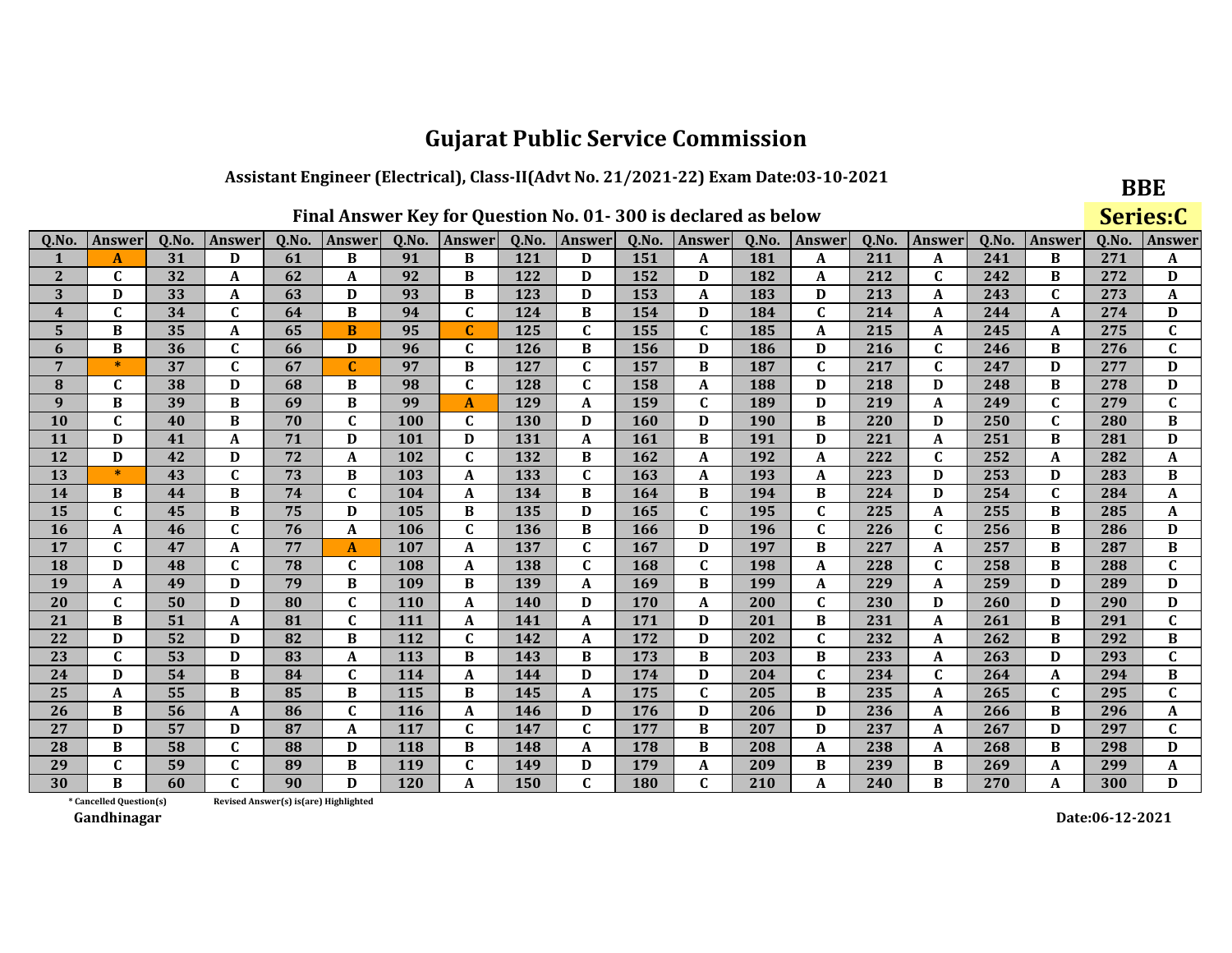# Gujarat Public Service Commission

## Assistant Engineer (Electrical), Class-II(Advt No. 21/2021-22) Exam Date:03-10-2021

**BBE**

**Series:C**

### Final Answer Key for Question No. 01- 300 is declared as below

| Q.No. | Answer | Q.No. | Answer | Q.No. | Answer | Q.No. | Answer | Q.No. | Answer | Q.No. | Answer | Q.No. | Answer | Q.No. | Answer | Q.No. | Answer | Q.No. | Answer |
|---|---|---|---|---|---|---|---|---|---|---|---|---|---|---|---|---|---|---|---|
| 1 | A | 31 | D | 61 | B | 91 | B | 121 | D | 151 | A | 181 | A | 211 | A | 241 | B | 271 | A |
| 2 | C | 32 | A | 62 | A | 92 | B | 122 | D | 152 | D | 182 | A | 212 | C | 242 | B | 272 | D |
| 3 | D | 33 | A | 63 | D | 93 | B | 123 | D | 153 | A | 183 | D | 213 | A | 243 | C | 273 | A |
| 4 | C | 34 | C | 64 | B | 94 | C | 124 | B | 154 | D | 184 | C | 214 | A | 244 | A | 274 | D |
| 5 | B | 35 | A | 65 | B | 95 | C | 125 | C | 155 | C | 185 | A | 215 | A | 245 | A | 275 | C |
| 6 | B | 36 | C | 66 | D | 96 | C | 126 | B | 156 | D | 186 | D | 216 | C | 246 | B | 276 | C |
| 7 | * | 37 | C | 67 | C | 97 | B | 127 | C | 157 | B | 187 | C | 217 | C | 247 | D | 277 | D |
| 8 | C | 38 | D | 68 | B | 98 | C | 128 | C | 158 | A | 188 | D | 218 | D | 248 | B | 278 | D |
| 9 | B | 39 | B | 69 | B | 99 | A | 129 | A | 159 | C | 189 | D | 219 | A | 249 | C | 279 | C |
| 10 | C | 40 | B | 70 | C | 100 | C | 130 | D | 160 | D | 190 | B | 220 | D | 250 | C | 280 | B |
| 11 | D | 41 | A | 71 | D | 101 | D | 131 | A | 161 | B | 191 | D | 221 | A | 251 | B | 281 | D |
| 12 | D | 42 | D | 72 | A | 102 | C | 132 | B | 162 | A | 192 | A | 222 | C | 252 | A | 282 | A |
| 13 | * | 43 | C | 73 | B | 103 | A | 133 | C | 163 | A | 193 | A | 223 | D | 253 | D | 283 | B |
| 14 | B | 44 | B | 74 | C | 104 | A | 134 | B | 164 | B | 194 | B | 224 | D | 254 | C | 284 | A |
| 15 | C | 45 | B | 75 | D | 105 | B | 135 | D | 165 | C | 195 | C | 225 | A | 255 | B | 285 | A |
| 16 | A | 46 | C | 76 | A | 106 | C | 136 | B | 166 | D | 196 | C | 226 | C | 256 | B | 286 | D |
| 17 | C | 47 | A | 77 | A | 107 | A | 137 | C | 167 | D | 197 | B | 227 | A | 257 | B | 287 | B |
| 18 | D | 48 | C | 78 | C | 108 | A | 138 | C | 168 | C | 198 | A | 228 | C | 258 | B | 288 | C |
| 19 | A | 49 | D | 79 | B | 109 | B | 139 | A | 169 | B | 199 | A | 229 | A | 259 | D | 289 | D |
| 20 | C | 50 | D | 80 | C | 110 | A | 140 | D | 170 | A | 200 | C | 230 | D | 260 | D | 290 | D |
| 21 | B | 51 | A | 81 | C | 111 | A | 141 | A | 171 | D | 201 | B | 231 | A | 261 | B | 291 | C |
| 22 | D | 52 | D | 82 | B | 112 | C | 142 | A | 172 | D | 202 | C | 232 | A | 262 | B | 292 | B |
| 23 | C | 53 | D | 83 | A | 113 | B | 143 | B | 173 | B | 203 | B | 233 | A | 263 | D | 293 | C |
| 24 | D | 54 | B | 84 | C | 114 | A | 144 | D | 174 | D | 204 | C | 234 | C | 264 | A | 294 | B |
| 25 | A | 55 | B | 85 | B | 115 | B | 145 | A | 175 | C | 205 | B | 235 | A | 265 | C | 295 | C |
| 26 | B | 56 | A | 86 | C | 116 | A | 146 | D | 176 | D | 206 | D | 236 | A | 266 | B | 296 | A |
| 27 | D | 57 | D | 87 | A | 117 | C | 147 | C | 177 | B | 207 | D | 237 | A | 267 | D | 297 | C |
| 28 | B | 58 | C | 88 | D | 118 | B | 148 | A | 178 | B | 208 | A | 238 | A | 268 | B | 298 | D |
| 29 | C | 59 | C | 89 | B | 119 | C | 149 | D | 179 | A | 209 | B | 239 | B | 269 | A | 299 | A |
| 30 | B | 60 | C | 90 | D | 120 | A | 150 | C | 180 | C | 210 | A | 240 | B | 270 | A | 300 | D |

\* Cancelled Question(s)  Revised Answer(s) is(are) Highlighted

Gandhinagar

Date:06-12-2021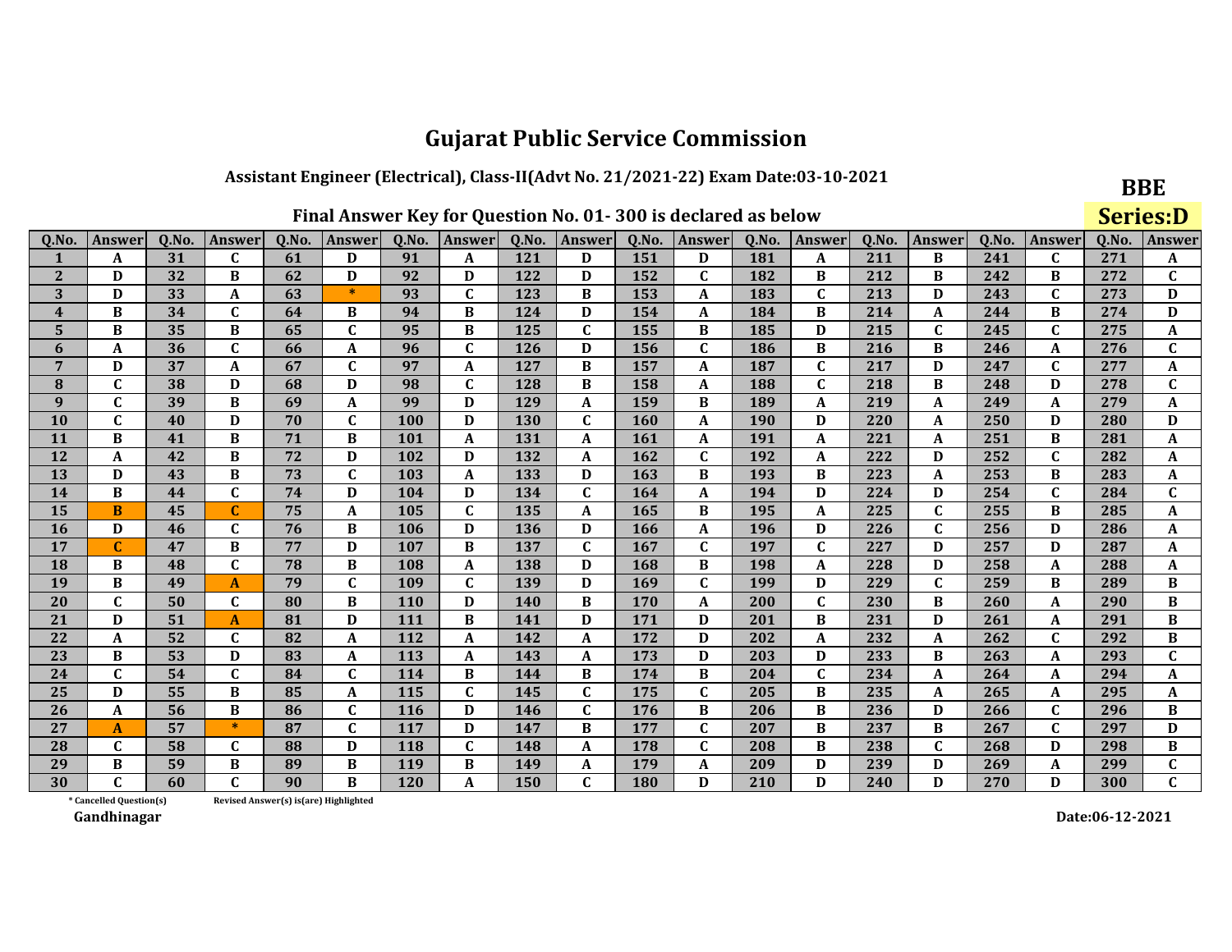# Gujarat Public Service Commission

## Assistant Engineer (Electrical), Class-II(Advt No. 21/2021-22) Exam Date:03-10-2021

**BBE**

**Series:D**

### Final Answer Key for Question No. 01- 300 is declared as below

| Q.No. | Answer | Q.No. | Answer | Q.No. | Answer | Q.No. | Answer | Q.No. | Answer | Q.No. | Answer | Q.No. | Answer | Q.No. | Answer | Q.No. | Answer | Q.No. | Answer |
|---|---|---|---|---|---|---|---|---|---|---|---|---|---|---|---|---|---|---|---|
| 1 | A | 31 | C | 61 | D | 91 | A | 121 | D | 151 | D | 181 | A | 211 | B | 241 | C | 271 | A |
| 2 | D | 32 | B | 62 | D | 92 | D | 122 | D | 152 | C | 182 | B | 212 | B | 242 | B | 272 | C |
| 3 | D | 33 | A | 63 | * | 93 | C | 123 | B | 153 | A | 183 | C | 213 | D | 243 | C | 273 | D |
| 4 | B | 34 | C | 64 | B | 94 | B | 124 | D | 154 | A | 184 | B | 214 | A | 244 | B | 274 | D |
| 5 | B | 35 | B | 65 | C | 95 | B | 125 | C | 155 | B | 185 | D | 215 | C | 245 | C | 275 | A |
| 6 | A | 36 | C | 66 | A | 96 | C | 126 | D | 156 | C | 186 | B | 216 | B | 246 | A | 276 | C |
| 7 | D | 37 | A | 67 | C | 97 | A | 127 | B | 157 | A | 187 | C | 217 | D | 247 | C | 277 | A |
| 8 | C | 38 | D | 68 | D | 98 | C | 128 | B | 158 | A | 188 | C | 218 | B | 248 | D | 278 | C |
| 9 | C | 39 | B | 69 | A | 99 | D | 129 | A | 159 | B | 189 | A | 219 | A | 249 | A | 279 | A |
| 10 | C | 40 | D | 70 | C | 100 | D | 130 | C | 160 | A | 190 | D | 220 | A | 250 | D | 280 | D |
| 11 | B | 41 | B | 71 | B | 101 | A | 131 | A | 161 | A | 191 | A | 221 | A | 251 | B | 281 | A |
| 12 | A | 42 | B | 72 | D | 102 | D | 132 | A | 162 | C | 192 | A | 222 | D | 252 | C | 282 | A |
| 13 | D | 43 | B | 73 | C | 103 | A | 133 | D | 163 | B | 193 | B | 223 | A | 253 | B | 283 | A |
| 14 | B | 44 | C | 74 | D | 104 | D | 134 | C | 164 | A | 194 | D | 224 | D | 254 | C | 284 | C |
| 15 | B | 45 | C | 75 | A | 105 | C | 135 | A | 165 | B | 195 | A | 225 | C | 255 | B | 285 | A |
| 16 | D | 46 | C | 76 | B | 106 | D | 136 | D | 166 | A | 196 | D | 226 | C | 256 | D | 286 | A |
| 17 | C | 47 | B | 77 | D | 107 | B | 137 | C | 167 | C | 197 | C | 227 | D | 257 | D | 287 | A |
| 18 | B | 48 | C | 78 | B | 108 | A | 138 | D | 168 | B | 198 | A | 228 | D | 258 | A | 288 | A |
| 19 | B | 49 | A | 79 | C | 109 | C | 139 | D | 169 | C | 199 | D | 229 | C | 259 | B | 289 | B |
| 20 | C | 50 | C | 80 | B | 110 | D | 140 | B | 170 | A | 200 | C | 230 | B | 260 | A | 290 | B |
| 21 | D | 51 | A | 81 | D | 111 | B | 141 | D | 171 | D | 201 | B | 231 | D | 261 | A | 291 | B |
| 22 | A | 52 | C | 82 | A | 112 | A | 142 | A | 172 | D | 202 | A | 232 | A | 262 | C | 292 | B |
| 23 | B | 53 | D | 83 | A | 113 | A | 143 | A | 173 | D | 203 | D | 233 | B | 263 | A | 293 | C |
| 24 | C | 54 | C | 84 | C | 114 | B | 144 | B | 174 | B | 204 | C | 234 | A | 264 | A | 294 | A |
| 25 | D | 55 | B | 85 | A | 115 | C | 145 | C | 175 | C | 205 | B | 235 | A | 265 | A | 295 | A |
| 26 | A | 56 | B | 86 | C | 116 | D | 146 | C | 176 | B | 206 | B | 236 | D | 266 | C | 296 | B |
| 27 | A | 57 | * | 87 | C | 117 | D | 147 | B | 177 | C | 207 | B | 237 | B | 267 | C | 297 | D |
| 28 | C | 58 | C | 88 | D | 118 | C | 148 | A | 178 | C | 208 | B | 238 | C | 268 | D | 298 | B |
| 29 | B | 59 | B | 89 | B | 119 | B | 149 | A | 179 | A | 209 | D | 239 | D | 269 | A | 299 | C |
| 30 | C | 60 | C | 90 | B | 120 | A | 150 | C | 180 | D | 210 | D | 240 | D | 270 | D | 300 | C |

\* Cancelled Question(s)

Revised Answer(s) is(are) Highlighted

Gandhinagar

Date:06-12-2021